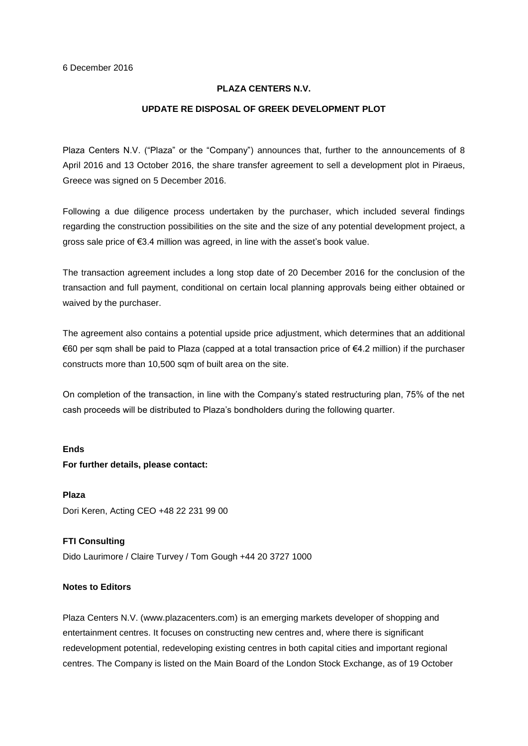6 December 2016

**PLAZA CENTERS N.V.**

**UPDATE RE DISPOSAL OF GREEK DEVELOPMENT PLOT**

Plaza Centers N.V. ("Plaza" or the "Company") announces that, further to the announcements of 8 April 2016 and 13 October 2016, the share transfer agreement to sell a development plot in Piraeus, Greece was signed on 5 December 2016.

Following a due diligence process undertaken by the purchaser, which included several findings regarding the construction possibilities on the site and the size of any potential development project, a gross sale price of €3.4 million was agreed, in line with the asset's book value.

The transaction agreement includes a long stop date of 20 December 2016 for the conclusion of the transaction and full payment, conditional on certain local planning approvals being either obtained or waived by the purchaser.

The agreement also contains a potential upside price adjustment, which determines that an additional €60 per sqm shall be paid to Plaza (capped at a total transaction price of €4.2 million) if the purchaser constructs more than 10,500 sqm of built area on the site.

On completion of the transaction, in line with the Company's stated restructuring plan, 75% of the net cash proceeds will be distributed to Plaza's bondholders during the following quarter.

**Ends**

**For further details, please contact:**

**Plaza**

Dori Keren, Acting CEO +48 22 231 99 00

**FTI Consulting**

Dido Laurimore / Claire Turvey / Tom Gough +44 20 3727 1000

**Notes to Editors**

Plaza Centers N.V. (www.plazacenters.com) is an emerging markets developer of shopping and entertainment centres. It focuses on constructing new centres and, where there is significant redevelopment potential, redeveloping existing centres in both capital cities and important regional centres. The Company is listed on the Main Board of the London Stock Exchange, as of 19 October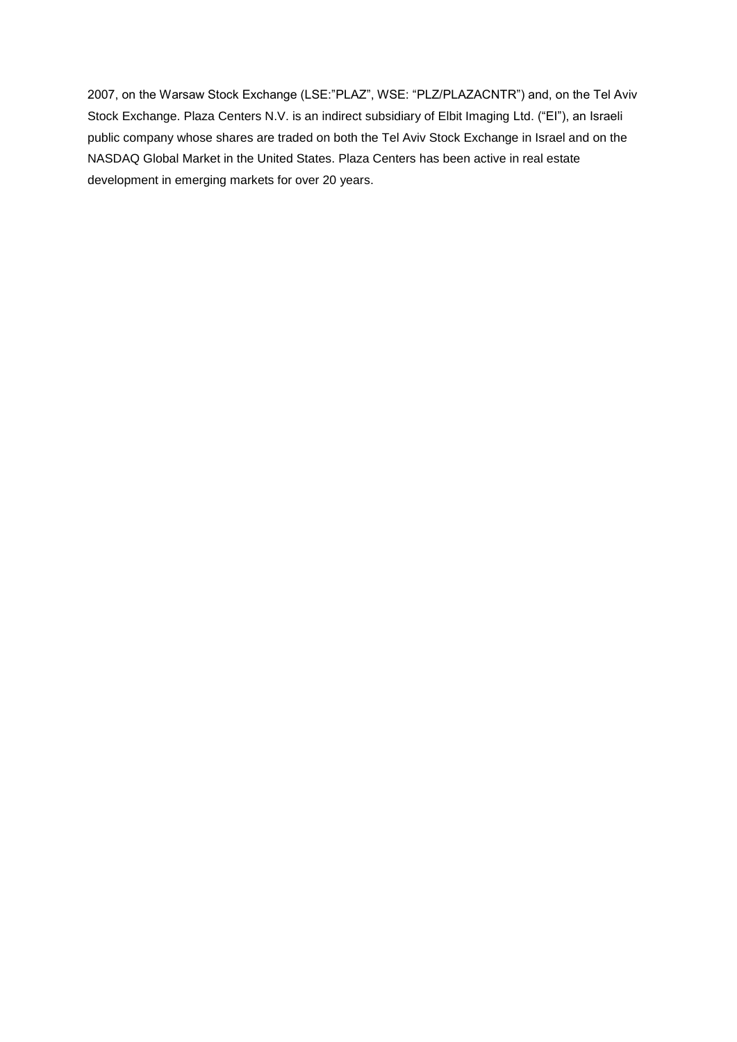2007, on the Warsaw Stock Exchange (LSE:"PLAZ", WSE: "PLZ/PLAZACNTR") and, on the Tel Aviv Stock Exchange. Plaza Centers N.V. is an indirect subsidiary of Elbit Imaging Ltd. ("EI"), an Israeli public company whose shares are traded on both the Tel Aviv Stock Exchange in Israel and on the NASDAQ Global Market in the United States. Plaza Centers has been active in real estate development in emerging markets for over 20 years.